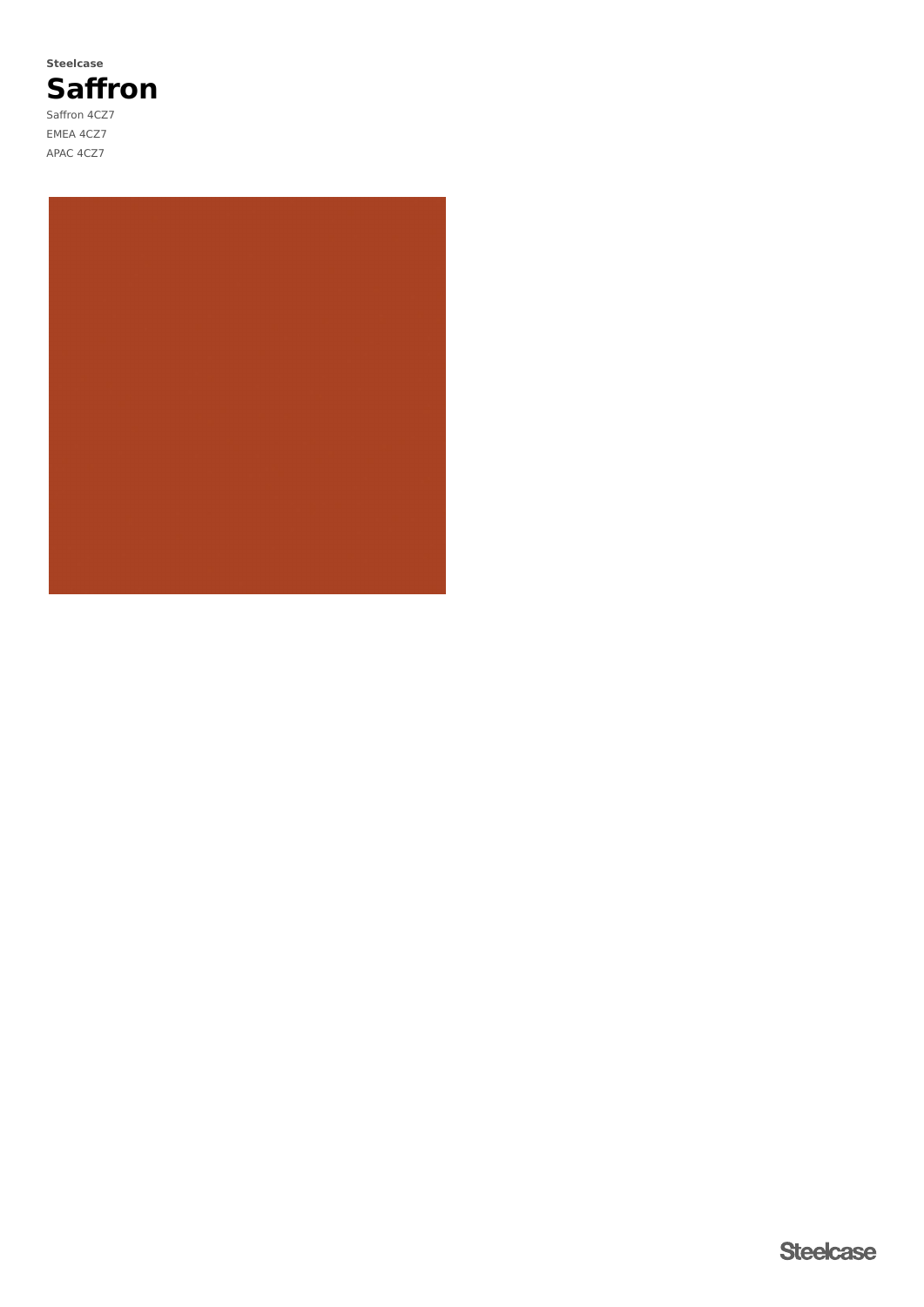Steelcase

# Saffron

Saffron 4CZ7

EMEA 4CZ7

APAC 4CZ7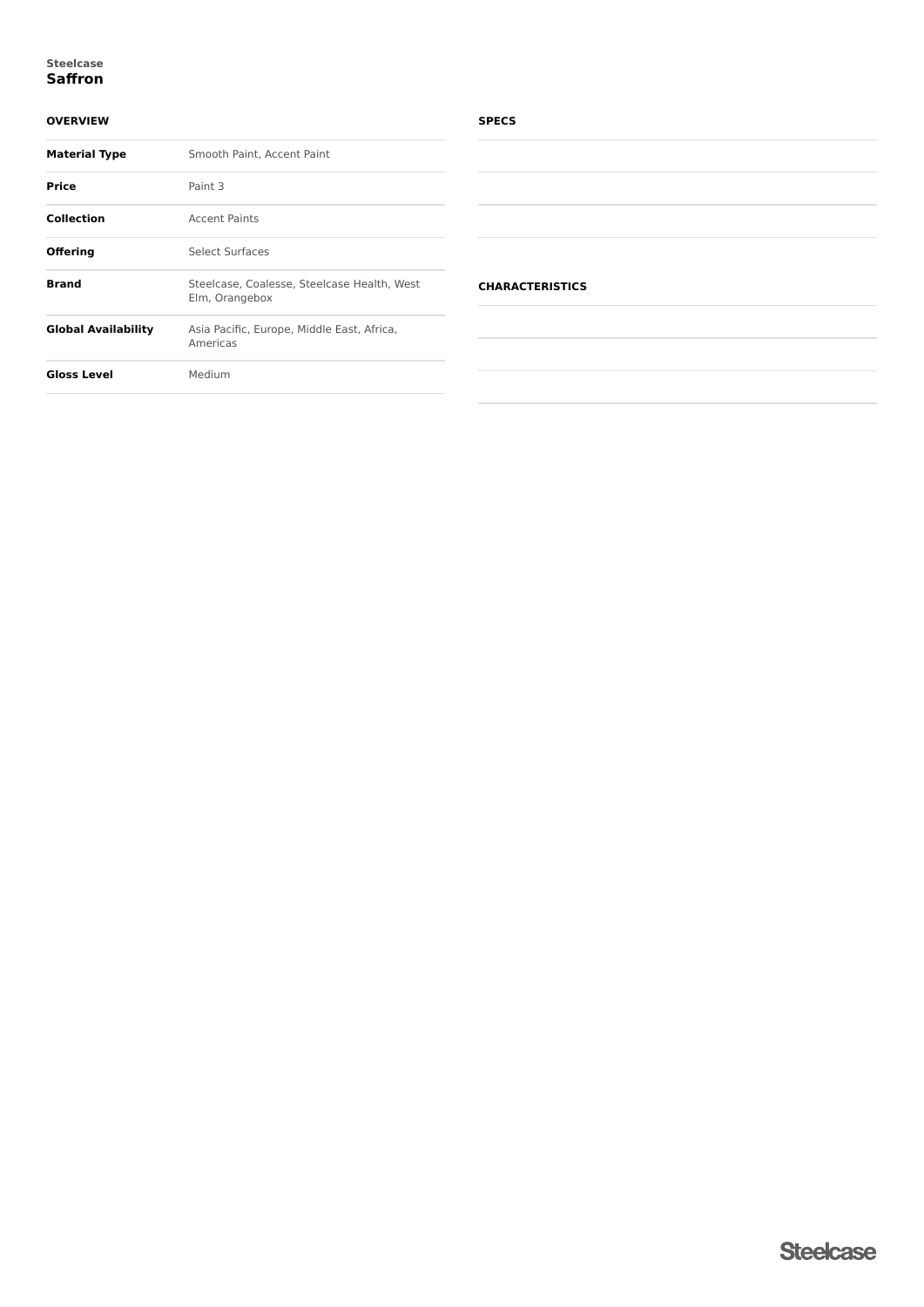Steelcase

# Saffron

## OVERVIEW

| | |
|---|---|
| **Material Type** | Smooth Paint, Accent Paint |
| **Price** | Paint 3 |
| **Collection** | Accent Paints |
| **Offering** | Select Surfaces |
| **Brand** | Steelcase, Coalesse, Steelcase Health, West Elm, Orangebox |
| **Global Availability** | Asia Pacific, Europe, Middle East, Africa, Americas |
| **Gloss Level** | Medium |

## SPECS

## CHARACTERISTICS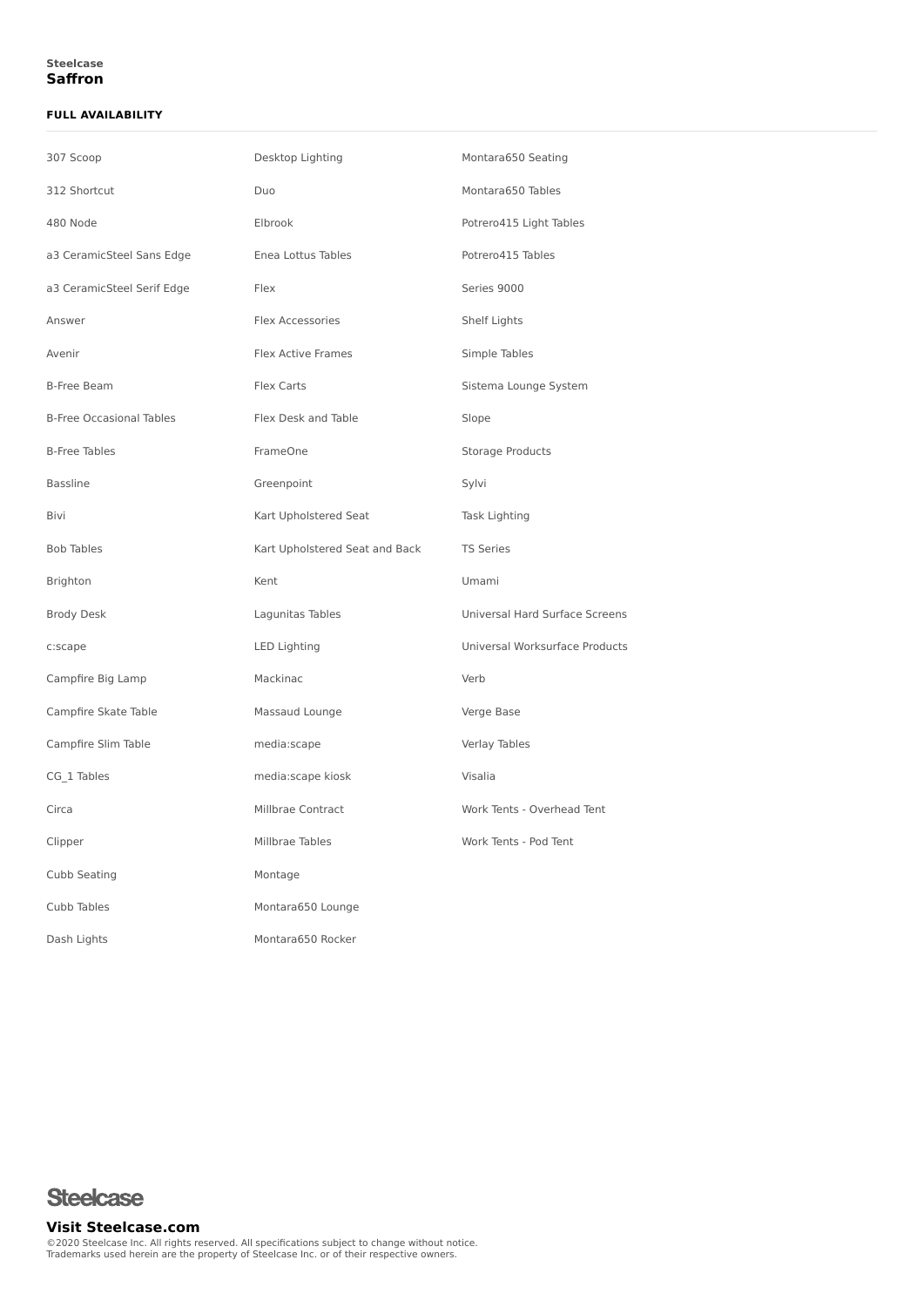Steelcase

**Saffron**

**FULL AVAILABILITY**

- 307 Scoop
- 312 Shortcut
- 480 Node
- a3 CeramicSteel Sans Edge
- a3 CeramicSteel Serif Edge
- Answer
- Avenir
- B-Free Beam
- B-Free Occasional Tables
- B-Free Tables
- Bassline
- Bivi
- Bob Tables
- Brighton
- Brody Desk
- c:scape
- Campfire Big Lamp
- Campfire Skate Table
- Campfire Slim Table
- CG_1 Tables
- Circa
- Clipper
- Cubb Seating
- Cubb Tables
- Dash Lights
- Desktop Lighting
- Duo
- Elbrook
- Enea Lottus Tables
- Flex
- Flex Accessories
- Flex Active Frames
- Flex Carts
- Flex Desk and Table
- FrameOne
- Greenpoint
- Kart Upholstered Seat
- Kart Upholstered Seat and Back
- Kent
- Lagunitas Tables
- LED Lighting
- Mackinac
- Massaud Lounge
- media:scape
- media:scape kiosk
- Millbrae Contract
- Millbrae Tables
- Montage
- Montara650 Lounge
- Montara650 Rocker
- Montara650 Seating
- Montara650 Tables
- Potrero415 Light Tables
- Potrero415 Tables
- Series 9000
- Shelf Lights
- Simple Tables
- Sistema Lounge System
- Slope
- Storage Products
- Sylvi
- Task Lighting
- TS Series
- Umami
- Universal Hard Surface Screens
- Universal Worksurface Products
- Verb
- Verge Base
- Verlay Tables
- Visalia
- Work Tents - Overhead Tent
- Work Tents - Pod Tent

Steelcase

**Visit Steelcase.com**

©2020 Steelcase Inc. All rights reserved. All specifications subject to change without notice.
Trademarks used herein are the property of Steelcase Inc. or of their respective owners.